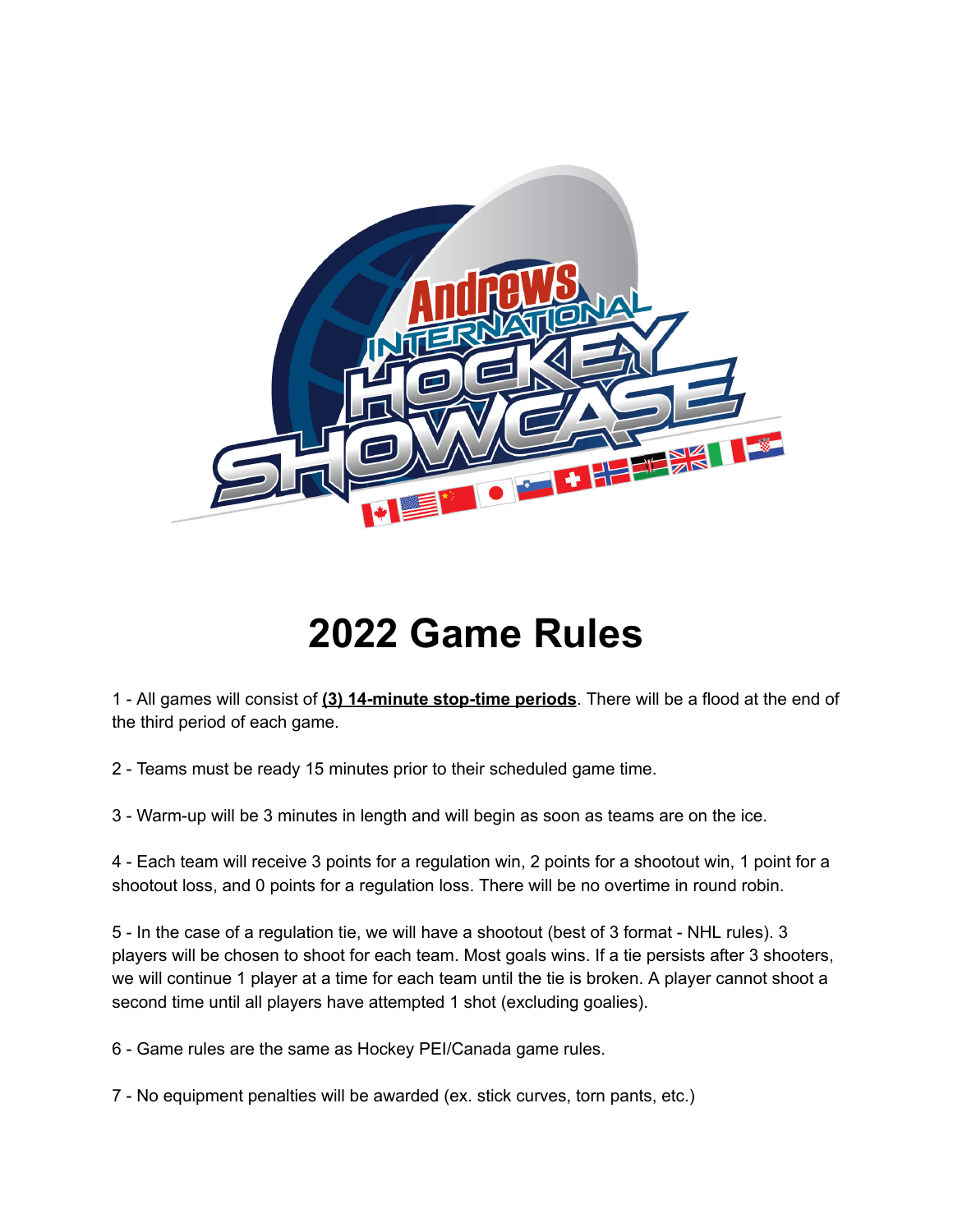# 2022 Game Rules

1 - All games will consist of **(3) 14-minute stop-time periods**. There will be a flood at the end of the third period of each game.

2 - Teams must be ready 15 minutes prior to their scheduled game time.

3 - Warm-up will be 3 minutes in length and will begin as soon as teams are on the ice.

4 - Each team will receive 3 points for a regulation win, 2 points for a shootout win, 1 point for a shootout loss, and 0 points for a regulation loss. There will be no overtime in round robin.

5 - In the case of a regulation tie, we will have a shootout (best of 3 format - NHL rules). 3 players will be chosen to shoot for each team. Most goals wins. If a tie persists after 3 shooters, we will continue 1 player at a time for each team until the tie is broken. A player cannot shoot a second time until all players have attempted 1 shot (excluding goalies).

6 - Game rules are the same as Hockey PEI/Canada game rules.

7 - No equipment penalties will be awarded (ex. stick curves, torn pants, etc.)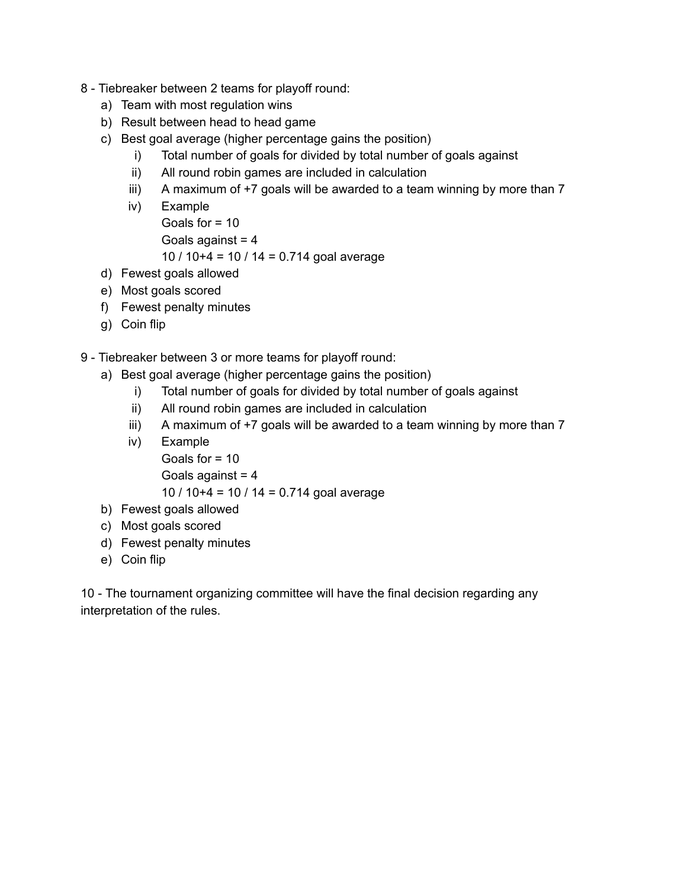8 - Tiebreaker between 2 teams for playoff round:

a) Team with most regulation wins
b) Result between head to head game
c) Best goal average (higher percentage gains the position)
    i) Total number of goals for divided by total number of goals against
    ii) All round robin games are included in calculation
    iii) A maximum of +7 goals will be awarded to a team winning by more than 7
    iv) Example
        Goals for = 10
        Goals against = 4
        10 / 10+4 = 10 / 14 = 0.714 goal average
d) Fewest goals allowed
e) Most goals scored
f) Fewest penalty minutes
g) Coin flip

9 - Tiebreaker between 3 or more teams for playoff round:

a) Best goal average (higher percentage gains the position)
    i) Total number of goals for divided by total number of goals against
    ii) All round robin games are included in calculation
    iii) A maximum of +7 goals will be awarded to a team winning by more than 7
    iv) Example
        Goals for = 10
        Goals against = 4
        10 / 10+4 = 10 / 14 = 0.714 goal average
b) Fewest goals allowed
c) Most goals scored
d) Fewest penalty minutes
e) Coin flip

10 - The tournament organizing committee will have the final decision regarding any interpretation of the rules.